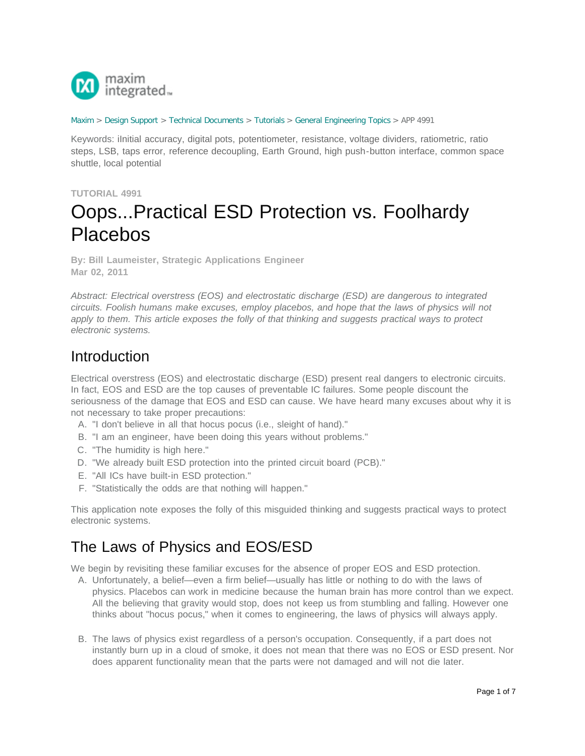Maxim > Design Support > Technical Documents > Tutorials > General Engineering Topics > APP 4991

Keywords: iInitial accuracy, digital pots, potentiometer, resistance, voltage dividers, ratiometric, ratio steps, LSB, taps error, reference decoupling, Earth Ground, high push-button interface, common space shuttle, local potential

**TUTORIAL 4991**

# Oops...Practical ESD Protection vs. Foolhardy Placebos

**By: Bill Laumeister, Strategic Applications Engineer**
**Mar 02, 2011**

*Abstract: Electrical overstress (EOS) and electrostatic discharge (ESD) are dangerous to integrated circuits. Foolish humans make excuses, employ placebos, and hope that the laws of physics will not apply to them. This article exposes the folly of that thinking and suggests practical ways to protect electronic systems.*

## Introduction

Electrical overstress (EOS) and electrostatic discharge (ESD) present real dangers to electronic circuits. In fact, EOS and ESD are the top causes of preventable IC failures. Some people discount the seriousness of the damage that EOS and ESD can cause. We have heard many excuses about why it is not necessary to take proper precautions:

A. "I don't believe in all that hocus pocus (i.e., sleight of hand)."
B. "I am an engineer, have been doing this years without problems."
C. "The humidity is high here."
D. "We already built ESD protection into the printed circuit board (PCB)."
E. "All ICs have built-in ESD protection."
F. "Statistically the odds are that nothing will happen."

This application note exposes the folly of this misguided thinking and suggests practical ways to protect electronic systems.

## The Laws of Physics and EOS/ESD

We begin by revisiting these familiar excuses for the absence of proper EOS and ESD protection.

A. Unfortunately, a belief—even a firm belief—usually has little or nothing to do with the laws of physics. Placebos can work in medicine because the human brain has more control than we expect. All the believing that gravity would stop, does not keep us from stumbling and falling. However one thinks about "hocus pocus," when it comes to engineering, the laws of physics will always apply.

B. The laws of physics exist regardless of a person's occupation. Consequently, if a part does not instantly burn up in a cloud of smoke, it does not mean that there was no EOS or ESD present. Nor does apparent functionality mean that the parts were not damaged and will not die later.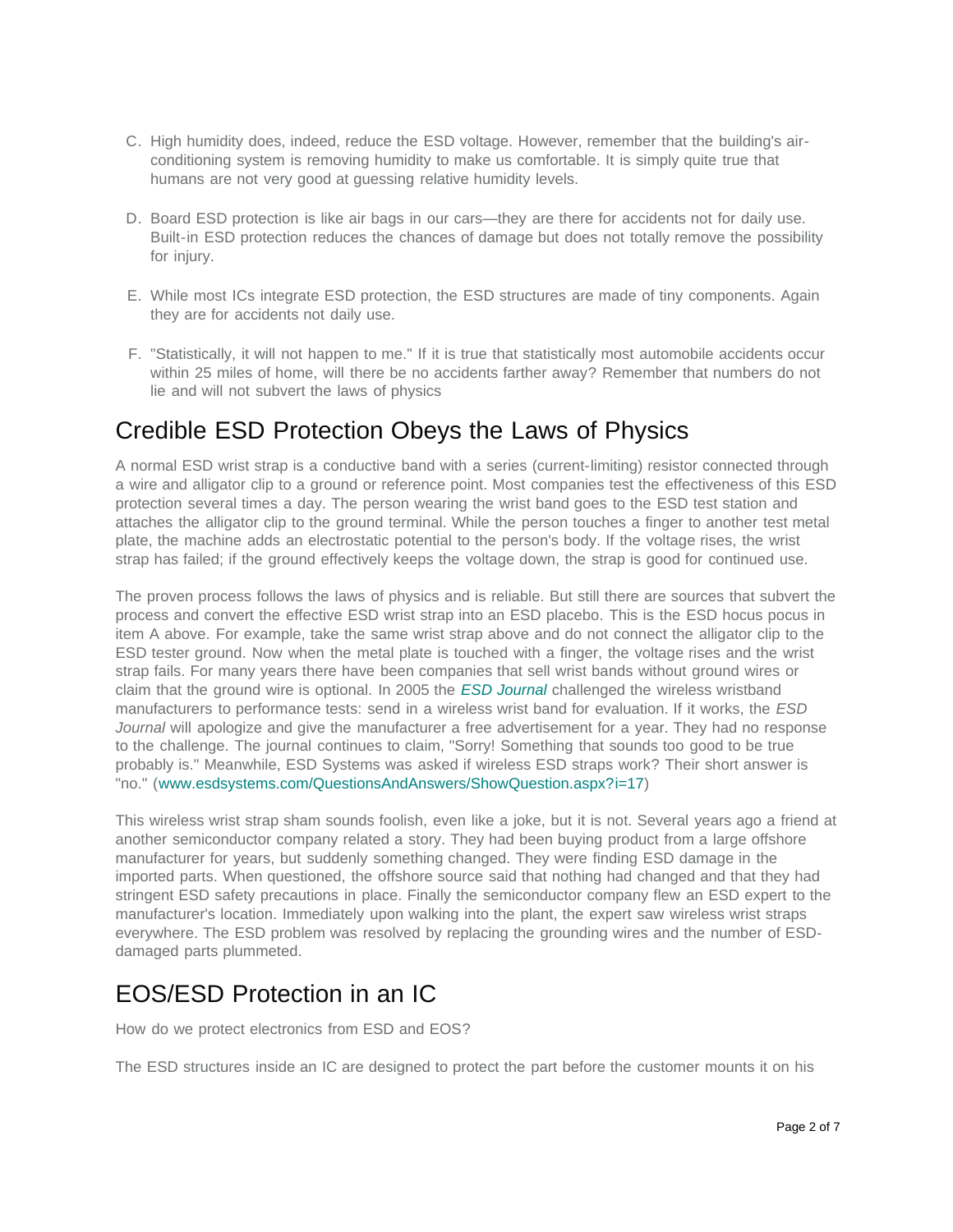C. High humidity does, indeed, reduce the ESD voltage. However, remember that the building's air-conditioning system is removing humidity to make us comfortable. It is simply quite true that humans are not very good at guessing relative humidity levels.

D. Board ESD protection is like air bags in our cars—they are there for accidents not for daily use. Built-in ESD protection reduces the chances of damage but does not totally remove the possibility for injury.

E. While most ICs integrate ESD protection, the ESD structures are made of tiny components. Again they are for accidents not daily use.

F. "Statistically, it will not happen to me." If it is true that statistically most automobile accidents occur within 25 miles of home, will there be no accidents farther away? Remember that numbers do not lie and will not subvert the laws of physics

## Credible ESD Protection Obeys the Laws of Physics

A normal ESD wrist strap is a conductive band with a series (current-limiting) resistor connected through a wire and alligator clip to a ground or reference point. Most companies test the effectiveness of this ESD protection several times a day. The person wearing the wrist band goes to the ESD test station and attaches the alligator clip to the ground terminal. While the person touches a finger to another test metal plate, the machine adds an electrostatic potential to the person's body. If the voltage rises, the wrist strap has failed; if the ground effectively keeps the voltage down, the strap is good for continued use.

The proven process follows the laws of physics and is reliable. But still there are sources that subvert the process and convert the effective ESD wrist strap into an ESD placebo. This is the ESD hocus pocus in item A above. For example, take the same wrist strap above and do not connect the alligator clip to the ESD tester ground. Now when the metal plate is touched with a finger, the voltage rises and the wrist strap fails. For many years there have been companies that sell wrist bands without ground wires or claim that the ground wire is optional. In 2005 the *ESD Journal* challenged the wireless wristband manufacturers to performance tests: send in a wireless wrist band for evaluation. If it works, the *ESD Journal* will apologize and give the manufacturer a free advertisement for a year. They had no response to the challenge. The journal continues to claim, "Sorry! Something that sounds too good to be true probably is." Meanwhile, ESD Systems was asked if wireless ESD straps work? Their short answer is "no." (www.esdsystems.com/QuestionsAndAnswers/ShowQuestion.aspx?i=17)

This wireless wrist strap sham sounds foolish, even like a joke, but it is not. Several years ago a friend at another semiconductor company related a story. They had been buying product from a large offshore manufacturer for years, but suddenly something changed. They were finding ESD damage in the imported parts. When questioned, the offshore source said that nothing had changed and that they had stringent ESD safety precautions in place. Finally the semiconductor company flew an ESD expert to the manufacturer's location. Immediately upon walking into the plant, the expert saw wireless wrist straps everywhere. The ESD problem was resolved by replacing the grounding wires and the number of ESD-damaged parts plummeted.

## EOS/ESD Protection in an IC

How do we protect electronics from ESD and EOS?

The ESD structures inside an IC are designed to protect the part before the customer mounts it on his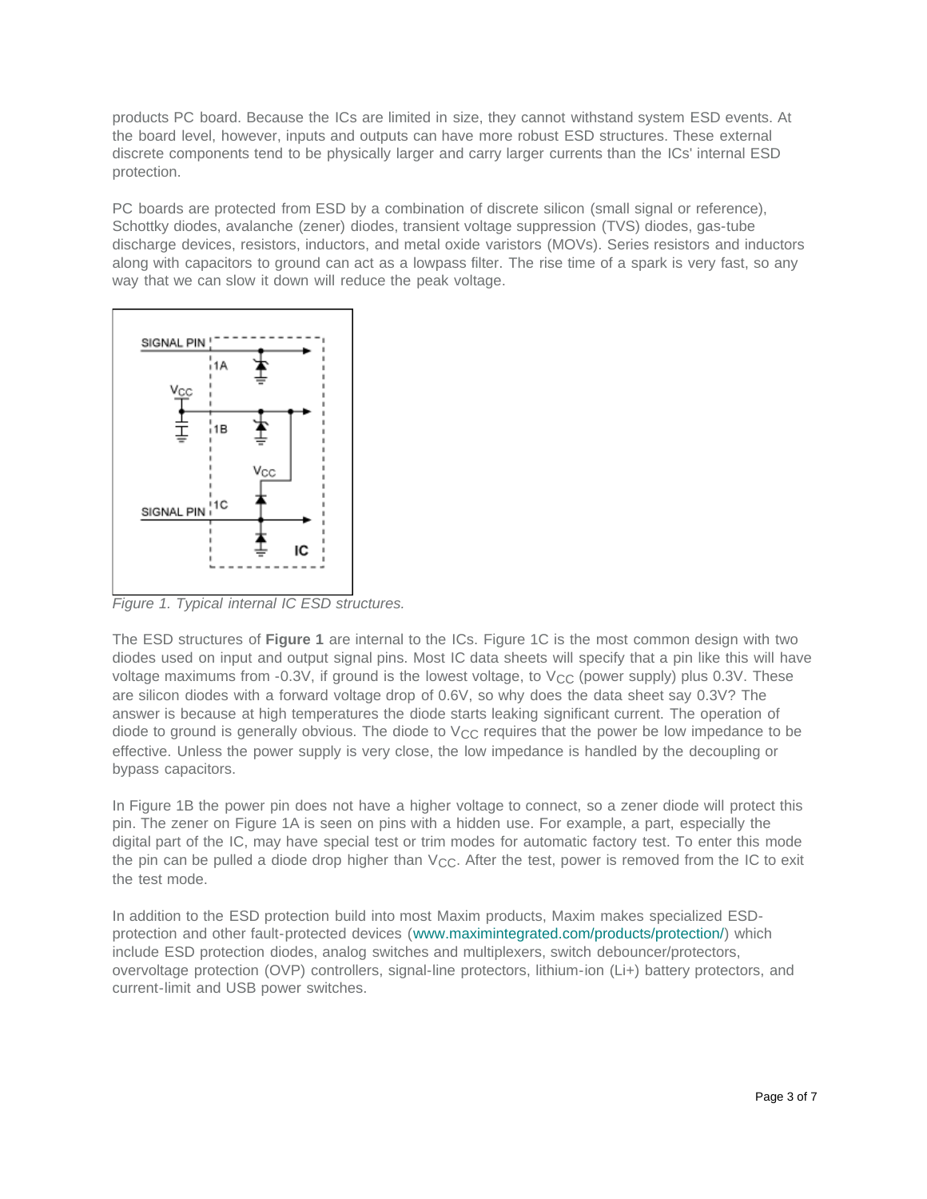products PC board. Because the ICs are limited in size, they cannot withstand system ESD events. At the board level, however, inputs and outputs can have more robust ESD structures. These external discrete components tend to be physically larger and carry larger currents than the ICs' internal ESD protection.

PC boards are protected from ESD by a combination of discrete silicon (small signal or reference), Schottky diodes, avalanche (zener) diodes, transient voltage suppression (TVS) diodes, gas-tube discharge devices, resistors, inductors, and metal oxide varistors (MOVs). Series resistors and inductors along with capacitors to ground can act as a lowpass filter. The rise time of a spark is very fast, so any way that we can slow it down will reduce the peak voltage.

*Figure 1. Typical internal IC ESD structures.*

The ESD structures of **Figure 1** are internal to the ICs. Figure 1C is the most common design with two diodes used on input and output signal pins. Most IC data sheets will specify that a pin like this will have voltage maximums from -0.3V, if ground is the lowest voltage, to $V_{CC}$ (power supply) plus 0.3V. These are silicon diodes with a forward voltage drop of 0.6V, so why does the data sheet say 0.3V? The answer is because at high temperatures the diode starts leaking significant current. The operation of diode to ground is generally obvious. The diode to $V_{CC}$ requires that the power be low impedance to be effective. Unless the power supply is very close, the low impedance is handled by the decoupling or bypass capacitors.

In Figure 1B the power pin does not have a higher voltage to connect, so a zener diode will protect this pin. The zener on Figure 1A is seen on pins with a hidden use. For example, a part, especially the digital part of the IC, may have special test or trim modes for automatic factory test. To enter this mode the pin can be pulled a diode drop higher than $V_{CC}$. After the test, power is removed from the IC to exit the test mode.

In addition to the ESD protection build into most Maxim products, Maxim makes specialized ESD-protection and other fault-protected devices (www.maximintegrated.com/products/protection/) which include ESD protection diodes, analog switches and multiplexers, switch debouncer/protectors, overvoltage protection (OVP) controllers, signal-line protectors, lithium-ion (Li+) battery protectors, and current-limit and USB power switches.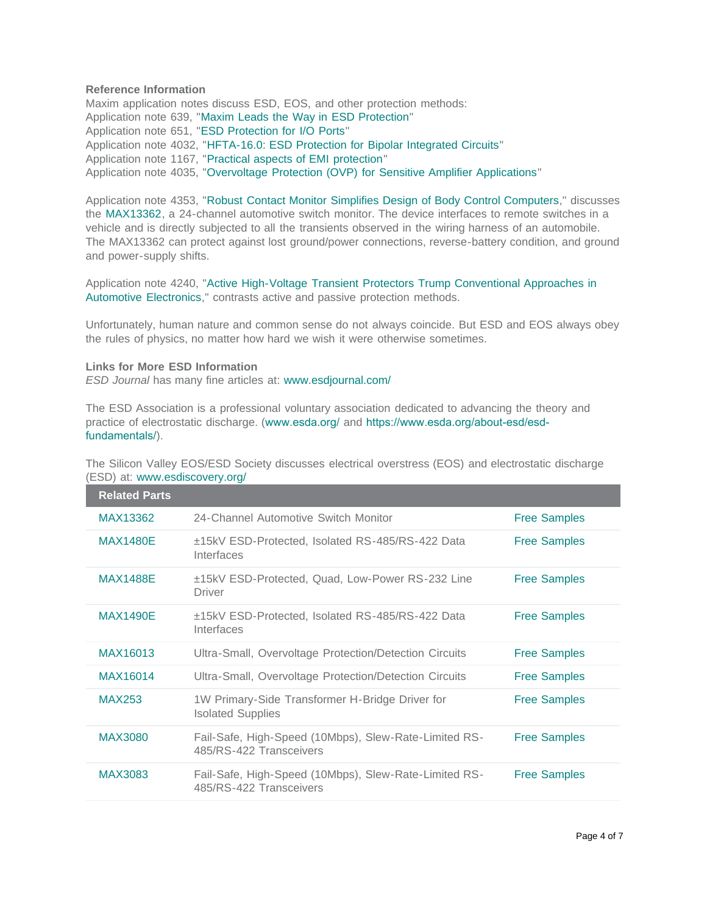**Reference Information**

Maxim application notes discuss ESD, EOS, and other protection methods:
Application note 639, "Maxim Leads the Way in ESD Protection"
Application note 651, "ESD Protection for I/O Ports"
Application note 4032, "HFTA-16.0: ESD Protection for Bipolar Integrated Circuits"
Application note 1167, "Practical aspects of EMI protection"
Application note 4035, "Overvoltage Protection (OVP) for Sensitive Amplifier Applications"

Application note 4353, "Robust Contact Monitor Simplifies Design of Body Control Computers," discusses the MAX13362, a 24-channel automotive switch monitor. The device interfaces to remote switches in a vehicle and is directly subjected to all the transients observed in the wiring harness of an automobile. The MAX13362 can protect against lost ground/power connections, reverse-battery condition, and ground and power-supply shifts.

Application note 4240, "Active High-Voltage Transient Protectors Trump Conventional Approaches in Automotive Electronics," contrasts active and passive protection methods.

Unfortunately, human nature and common sense do not always coincide. But ESD and EOS always obey the rules of physics, no matter how hard we wish it were otherwise sometimes.

**Links for More ESD Information**

*ESD Journal* has many fine articles at: www.esdjournal.com/

The ESD Association is a professional voluntary association dedicated to advancing the theory and practice of electrostatic discharge. (www.esda.org/ and https://www.esda.org/about-esd/esd-fundamentals/).

The Silicon Valley EOS/ESD Society discusses electrical overstress (EOS) and electrostatic discharge (ESD) at: www.esdiscovery.org/

| Related Parts | | |
|---|---|---|
| MAX13362 | 24-Channel Automotive Switch Monitor | Free Samples |
| MAX1480E | ±15kV ESD-Protected, Isolated RS-485/RS-422 Data Interfaces | Free Samples |
| MAX1488E | ±15kV ESD-Protected, Quad, Low-Power RS-232 Line Driver | Free Samples |
| MAX1490E | ±15kV ESD-Protected, Isolated RS-485/RS-422 Data Interfaces | Free Samples |
| MAX16013 | Ultra-Small, Overvoltage Protection/Detection Circuits | Free Samples |
| MAX16014 | Ultra-Small, Overvoltage Protection/Detection Circuits | Free Samples |
| MAX253 | 1W Primary-Side Transformer H-Bridge Driver for Isolated Supplies | Free Samples |
| MAX3080 | Fail-Safe, High-Speed (10Mbps), Slew-Rate-Limited RS-485/RS-422 Transceivers | Free Samples |
| MAX3083 | Fail-Safe, High-Speed (10Mbps), Slew-Rate-Limited RS-485/RS-422 Transceivers | Free Samples |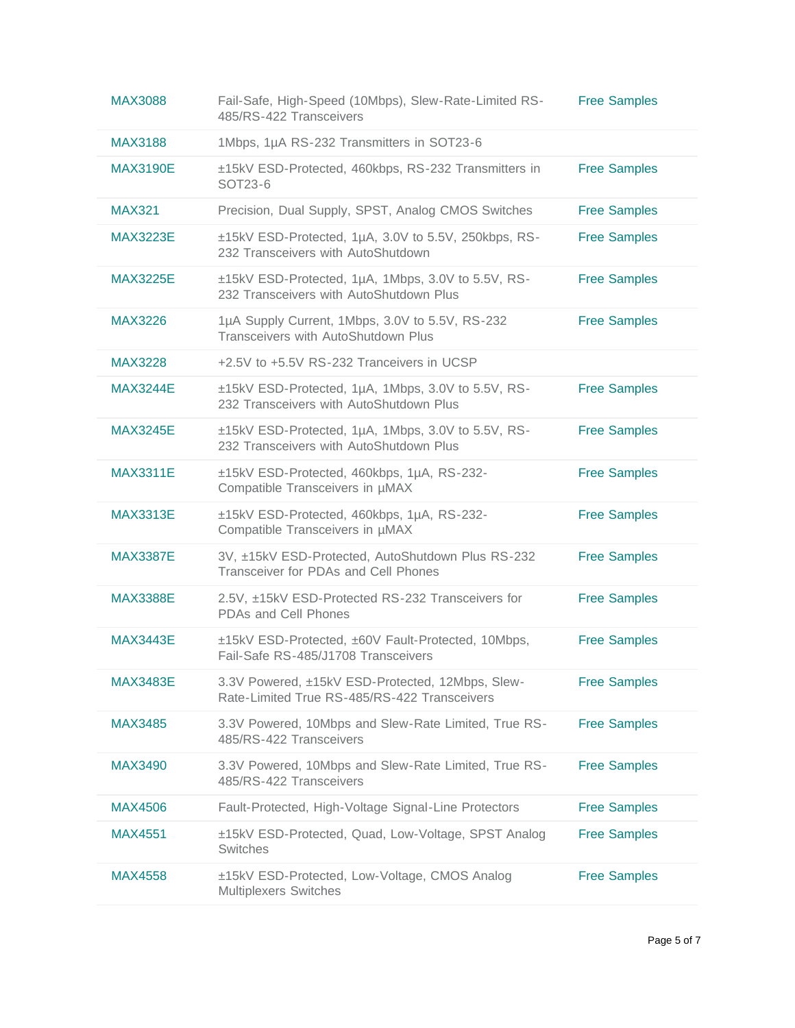| | | |
|---|---|---|
| MAX3088 | Fail-Safe, High-Speed (10Mbps), Slew-Rate-Limited RS-485/RS-422 Transceivers | Free Samples |
| MAX3188 | 1Mbps, 1µA RS-232 Transmitters in SOT23-6 | |
| MAX3190E | ±15kV ESD-Protected, 460kbps, RS-232 Transmitters in SOT23-6 | Free Samples |
| MAX321 | Precision, Dual Supply, SPST, Analog CMOS Switches | Free Samples |
| MAX3223E | ±15kV ESD-Protected, 1µA, 3.0V to 5.5V, 250kbps, RS-232 Transceivers with AutoShutdown | Free Samples |
| MAX3225E | ±15kV ESD-Protected, 1µA, 1Mbps, 3.0V to 5.5V, RS-232 Transceivers with AutoShutdown Plus | Free Samples |
| MAX3226 | 1µA Supply Current, 1Mbps, 3.0V to 5.5V, RS-232 Transceivers with AutoShutdown Plus | Free Samples |
| MAX3228 | +2.5V to +5.5V RS-232 Tranceivers in UCSP | |
| MAX3244E | ±15kV ESD-Protected, 1µA, 1Mbps, 3.0V to 5.5V, RS-232 Transceivers with AutoShutdown Plus | Free Samples |
| MAX3245E | ±15kV ESD-Protected, 1µA, 1Mbps, 3.0V to 5.5V, RS-232 Transceivers with AutoShutdown Plus | Free Samples |
| MAX3311E | ±15kV ESD-Protected, 460kbps, 1µA, RS-232-Compatible Transceivers in µMAX | Free Samples |
| MAX3313E | ±15kV ESD-Protected, 460kbps, 1µA, RS-232-Compatible Transceivers in µMAX | Free Samples |
| MAX3387E | 3V, ±15kV ESD-Protected, AutoShutdown Plus RS-232 Transceiver for PDAs and Cell Phones | Free Samples |
| MAX3388E | 2.5V, ±15kV ESD-Protected RS-232 Transceivers for PDAs and Cell Phones | Free Samples |
| MAX3443E | ±15kV ESD-Protected, ±60V Fault-Protected, 10Mbps, Fail-Safe RS-485/J1708 Transceivers | Free Samples |
| MAX3483E | 3.3V Powered, ±15kV ESD-Protected, 12Mbps, Slew-Rate-Limited True RS-485/RS-422 Transceivers | Free Samples |
| MAX3485 | 3.3V Powered, 10Mbps and Slew-Rate Limited, True RS-485/RS-422 Transceivers | Free Samples |
| MAX3490 | 3.3V Powered, 10Mbps and Slew-Rate Limited, True RS-485/RS-422 Transceivers | Free Samples |
| MAX4506 | Fault-Protected, High-Voltage Signal-Line Protectors | Free Samples |
| MAX4551 | ±15kV ESD-Protected, Quad, Low-Voltage, SPST Analog Switches | Free Samples |
| MAX4558 | ±15kV ESD-Protected, Low-Voltage, CMOS Analog Multiplexers Switches | Free Samples |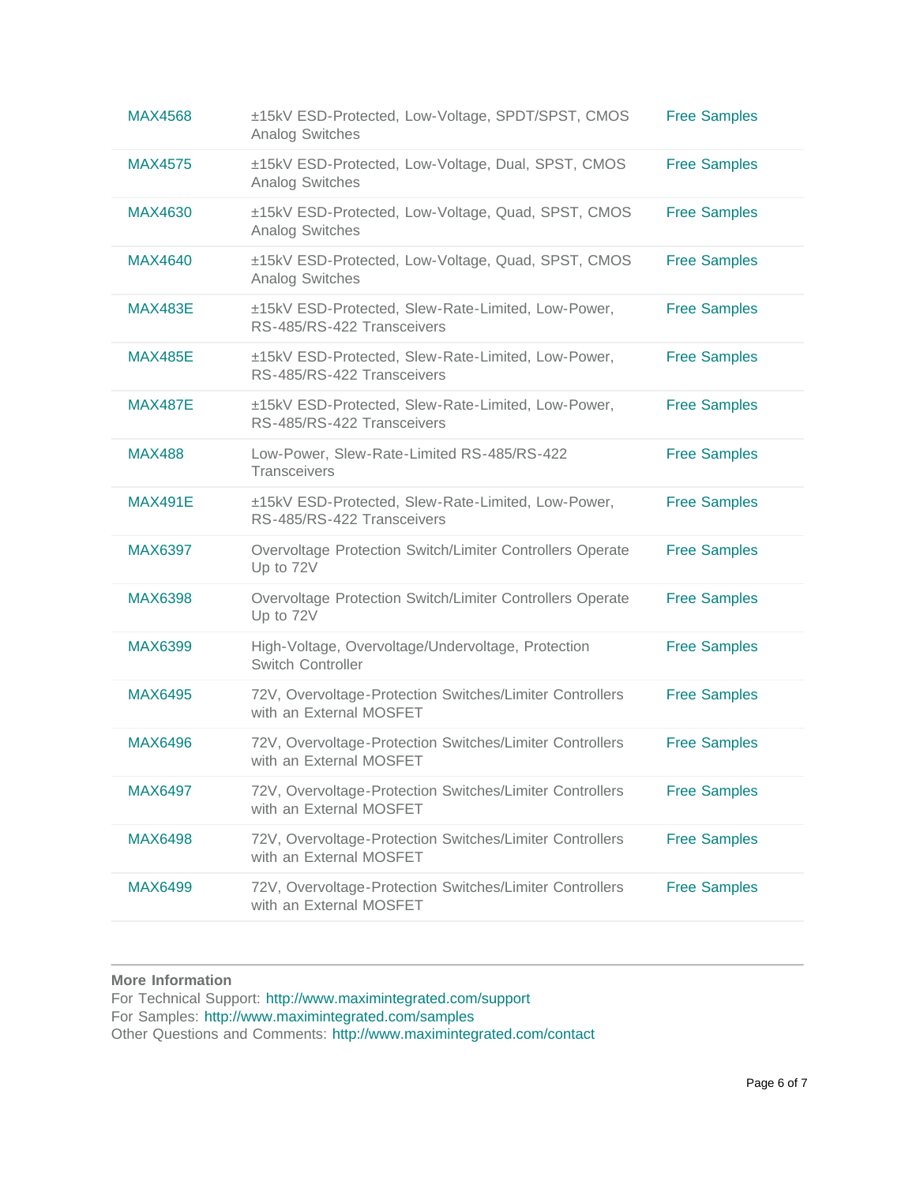| | | |
|---|---|---|
| MAX4568 | ±15kV ESD-Protected, Low-Voltage, SPDT/SPST, CMOS Analog Switches | Free Samples |
| MAX4575 | ±15kV ESD-Protected, Low-Voltage, Dual, SPST, CMOS Analog Switches | Free Samples |
| MAX4630 | ±15kV ESD-Protected, Low-Voltage, Quad, SPST, CMOS Analog Switches | Free Samples |
| MAX4640 | ±15kV ESD-Protected, Low-Voltage, Quad, SPST, CMOS Analog Switches | Free Samples |
| MAX483E | ±15kV ESD-Protected, Slew-Rate-Limited, Low-Power, RS-485/RS-422 Transceivers | Free Samples |
| MAX485E | ±15kV ESD-Protected, Slew-Rate-Limited, Low-Power, RS-485/RS-422 Transceivers | Free Samples |
| MAX487E | ±15kV ESD-Protected, Slew-Rate-Limited, Low-Power, RS-485/RS-422 Transceivers | Free Samples |
| MAX488 | Low-Power, Slew-Rate-Limited RS-485/RS-422 Transceivers | Free Samples |
| MAX491E | ±15kV ESD-Protected, Slew-Rate-Limited, Low-Power, RS-485/RS-422 Transceivers | Free Samples |
| MAX6397 | Overvoltage Protection Switch/Limiter Controllers Operate Up to 72V | Free Samples |
| MAX6398 | Overvoltage Protection Switch/Limiter Controllers Operate Up to 72V | Free Samples |
| MAX6399 | High-Voltage, Overvoltage/Undervoltage, Protection Switch Controller | Free Samples |
| MAX6495 | 72V, Overvoltage-Protection Switches/Limiter Controllers with an External MOSFET | Free Samples |
| MAX6496 | 72V, Overvoltage-Protection Switches/Limiter Controllers with an External MOSFET | Free Samples |
| MAX6497 | 72V, Overvoltage-Protection Switches/Limiter Controllers with an External MOSFET | Free Samples |
| MAX6498 | 72V, Overvoltage-Protection Switches/Limiter Controllers with an External MOSFET | Free Samples |
| MAX6499 | 72V, Overvoltage-Protection Switches/Limiter Controllers with an External MOSFET | Free Samples |

**More Information**
For Technical Support: http://www.maximintegrated.com/support
For Samples: http://www.maximintegrated.com/samples
Other Questions and Comments: http://www.maximintegrated.com/contact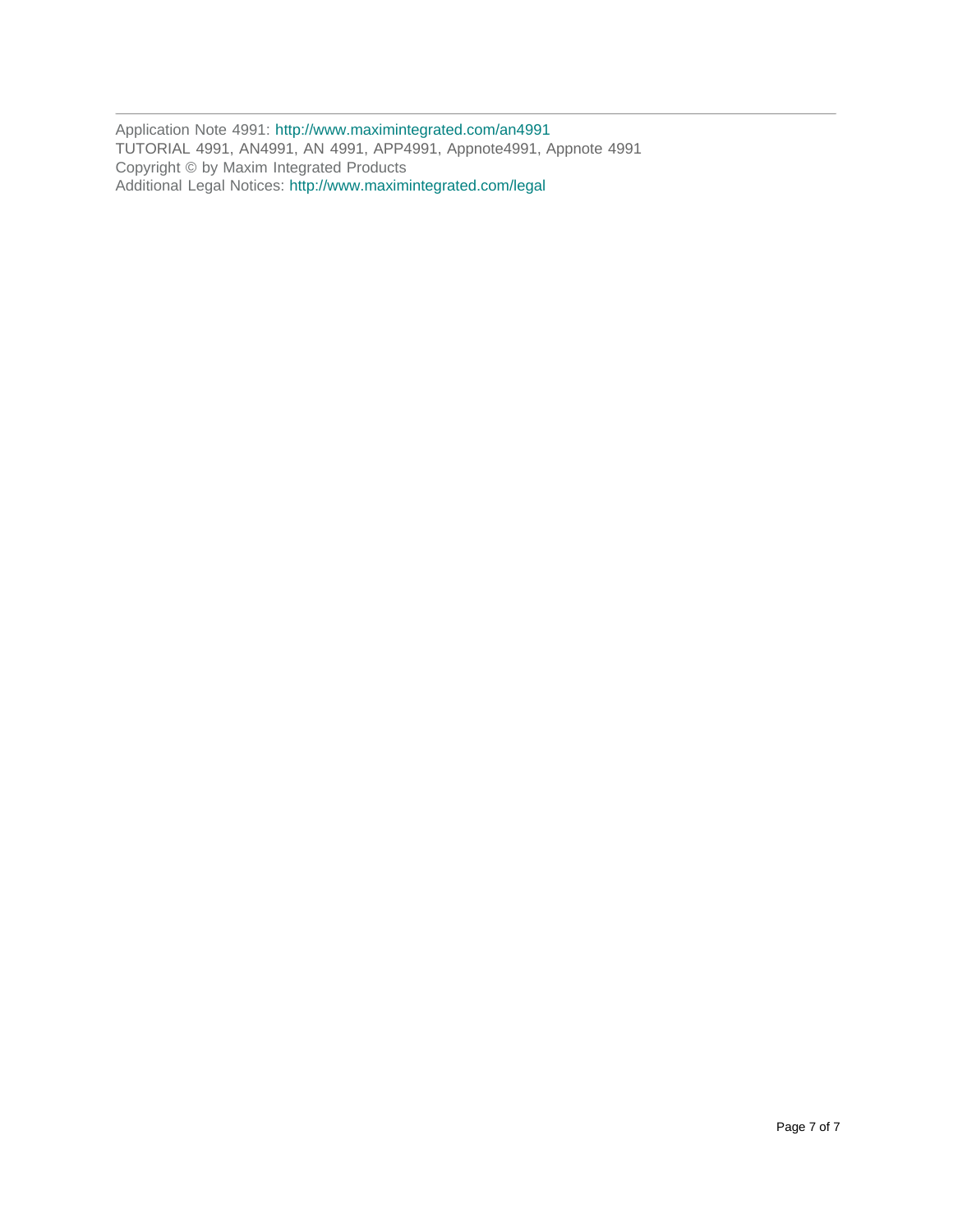---

Application Note 4991: http://www.maximintegrated.com/an4991
TUTORIAL 4991, AN4991, AN 4991, APP4991, Appnote4991, Appnote 4991
Copyright © by Maxim Integrated Products
Additional Legal Notices: http://www.maximintegrated.com/legal